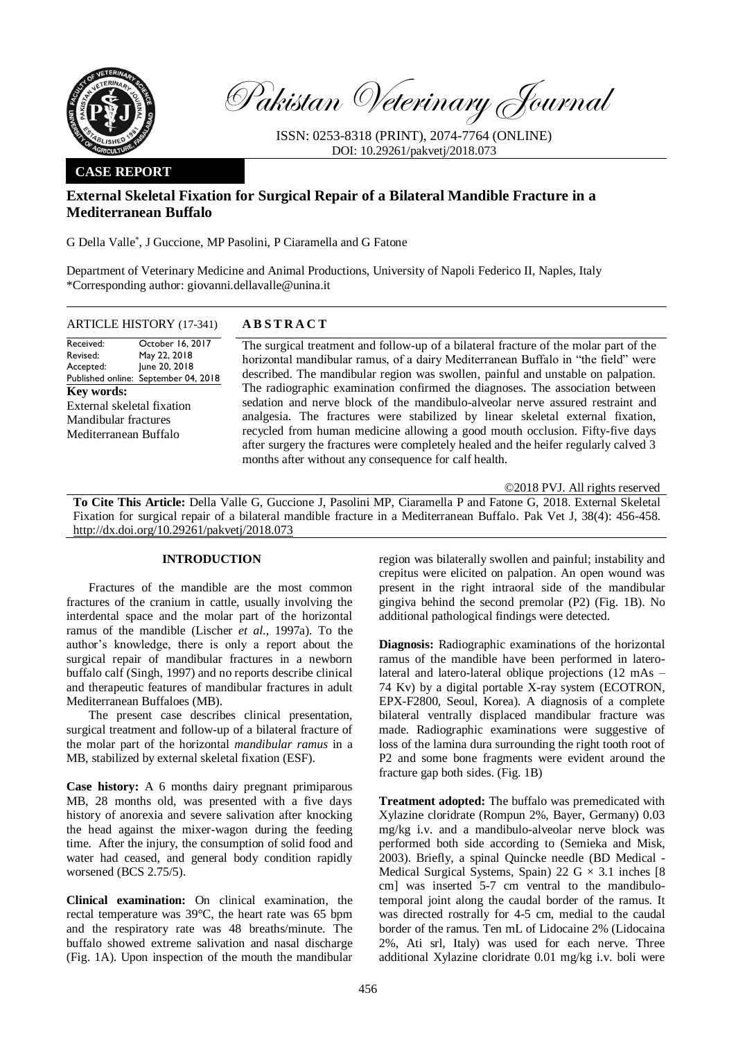Pakistan Veterinary Journal

ISSN: 0253-8318 (PRINT), 2074-7764 (ONLINE)
DOI: 10.29261/pakvetj/2018.073

**CASE REPORT**

# External Skeletal Fixation for Surgical Repair of a Bilateral Mandible Fracture in a Mediterranean Buffalo

G Della Valle*, J Guccione, MP Pasolini, P Ciaramella and G Fatone

Department of Veterinary Medicine and Animal Productions, University of Napoli Federico II, Naples, Italy
*Corresponding author: giovanni.dellavalle@unina.it

**ARTICLE HISTORY** (17-341)

| | |
|---|---|
| Received: | October 16, 2017 |
| Revised: | May 22, 2018 |
| Accepted: | June 20, 2018 |
| Published online: | September 04, 2018 |

**Key words:**
External skeletal fixation
Mandibular fractures
Mediterranean Buffalo

**ABSTRACT**

The surgical treatment and follow-up of a bilateral fracture of the molar part of the horizontal mandibular ramus, of a dairy Mediterranean Buffalo in "the field" were described. The mandibular region was swollen, painful and unstable on palpation. The radiographic examination confirmed the diagnoses. The association between sedation and nerve block of the mandibulo-alveolar nerve assured restraint and analgesia. The fractures were stabilized by linear skeletal external fixation, recycled from human medicine allowing a good mouth occlusion. Fifty-five days after surgery the fractures were completely healed and the heifer regularly calved 3 months after without any consequence for calf health.

©2018 PVJ. All rights reserved

**To Cite This Article:** Della Valle G, Guccione J, Pasolini MP, Ciaramella P and Fatone G, 2018. External Skeletal Fixation for surgical repair of a bilateral mandible fracture in a Mediterranean Buffalo. Pak Vet J, 38(4): 456-458. http://dx.doi.org/10.29261/pakvetj/2018.073

## INTRODUCTION

Fractures of the mandible are the most common fractures of the cranium in cattle, usually involving the interdental space and the molar part of the horizontal ramus of the mandible (Lischer *et al.*, 1997a). To the author's knowledge, there is only a report about the surgical repair of mandibular fractures in a newborn buffalo calf (Singh, 1997) and no reports describe clinical and therapeutic features of mandibular fractures in adult Mediterranean Buffaloes (MB).

The present case describes clinical presentation, surgical treatment and follow-up of a bilateral fracture of the molar part of the horizontal *mandibular ramus* in a MB, stabilized by external skeletal fixation (ESF).

**Case history:** A 6 months dairy pregnant primiparous MB, 28 months old, was presented with a five days history of anorexia and severe salivation after knocking the head against the mixer-wagon during the feeding time. After the injury, the consumption of solid food and water had ceased, and general body condition rapidly worsened (BCS 2.75/5).

**Clinical examination:** On clinical examination, the rectal temperature was 39°C, the heart rate was 65 bpm and the respiratory rate was 48 breaths/minute. The buffalo showed extreme salivation and nasal discharge (Fig. 1A). Upon inspection of the mouth the mandibular region was bilaterally swollen and painful; instability and crepitus were elicited on palpation. An open wound was present in the right intraoral side of the mandibular gingiva behind the second premolar (P2) (Fig. 1B). No additional pathological findings were detected.

**Diagnosis:** Radiographic examinations of the horizontal ramus of the mandible have been performed in latero-lateral and latero-lateral oblique projections (12 mAs – 74 Kv) by a digital portable X-ray system (ECOTRON, EPX-F2800, Seoul, Korea). A diagnosis of a complete bilateral ventrally displaced mandibular fracture was made. Radiographic examinations were suggestive of loss of the lamina dura surrounding the right tooth root of P2 and some bone fragments were evident around the fracture gap both sides. (Fig. 1B)

**Treatment adopted:** The buffalo was premedicated with Xylazine cloridrate (Rompun 2%, Bayer, Germany) 0.03 mg/kg i.v. and a mandibulo-alveolar nerve block was performed both side according to (Semieka and Misk, 2003). Briefly, a spinal Quincke needle (BD Medical - Medical Surgical Systems, Spain) 22 G × 3.1 inches [8 cm] was inserted 5-7 cm ventral to the mandibulo-temporal joint along the caudal border of the ramus. It was directed rostrally for 4-5 cm, medial to the caudal border of the ramus. Ten mL of Lidocaine 2% (Lidocaina 2%, Ati srl, Italy) was used for each nerve. Three additional Xylazine cloridrate 0.01 mg/kg i.v. boli were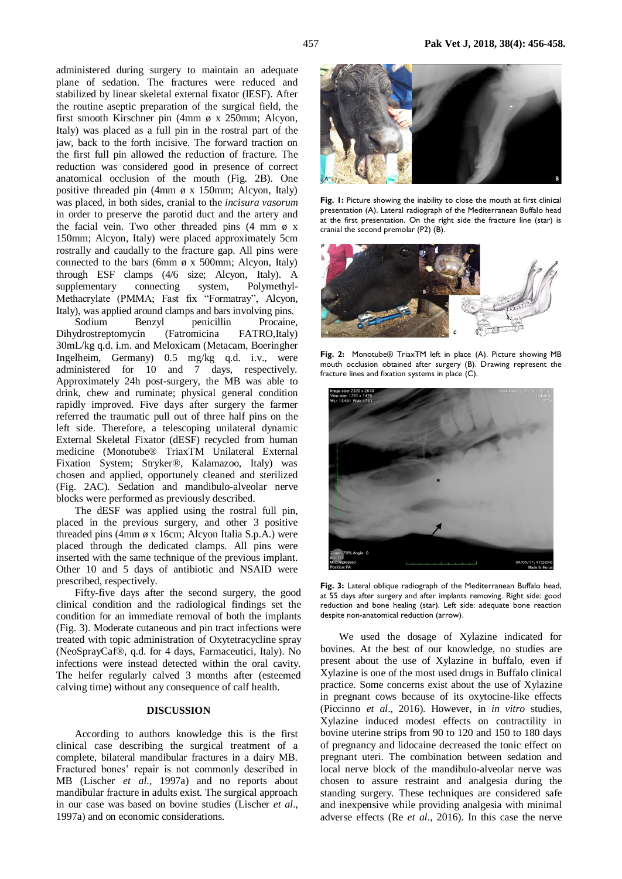administered during surgery to maintain an adequate plane of sedation. The fractures were reduced and stabilized by linear skeletal external fixator (lESF). After the routine aseptic preparation of the surgical field, the first smooth Kirschner pin (4mm ø x 250mm; Alcyon, Italy) was placed as a full pin in the rostral part of the jaw, back to the forth incisive. The forward traction on the first full pin allowed the reduction of fracture. The reduction was considered good in presence of correct anatomical occlusion of the mouth (Fig. 2B). One positive threaded pin (4mm ø x 150mm; Alcyon, Italy) was placed, in both sides, cranial to the *incisura vasorum* in order to preserve the parotid duct and the artery and the facial vein. Two other threaded pins (4 mm ø x 150mm; Alcyon, Italy) were placed approximately 5cm rostrally and caudally to the fracture gap. All pins were connected to the bars (6mm ø x 500mm; Alcyon, Italy) through ESF clamps (4/6 size; Alcyon, Italy). A supplementary connecting system, Polymethyl-Methacrylate (PMMA; Fast fix "Formatray", Alcyon, Italy), was applied around clamps and bars involving pins.

Sodium Benzyl penicillin Procaine, Dihydrostreptomycin (Fatromicina FATRO,Italy) 30mL/kg q.d. i.m. and Meloxicam (Metacam, Boeringher Ingelheim, Germany) 0.5 mg/kg q.d. i.v., were administered for 10 and 7 days, respectively. Approximately 24h post-surgery, the MB was able to drink, chew and ruminate; physical general condition rapidly improved. Five days after surgery the farmer referred the traumatic pull out of three half pins on the left side. Therefore, a telescoping unilateral dynamic External Skeletal Fixator (dESF) recycled from human medicine (Monotube® TriaxTM Unilateral External Fixation System; Stryker®, Kalamazoo, Italy) was chosen and applied, opportunely cleaned and sterilized (Fig. 2AC). Sedation and mandibulo-alveolar nerve blocks were performed as previously described.

The dESF was applied using the rostral full pin, placed in the previous surgery, and other 3 positive threaded pins (4mm ø x 16cm; Alcyon Italia S.p.A.) were placed through the dedicated clamps. All pins were inserted with the same technique of the previous implant. Other 10 and 5 days of antibiotic and NSAID were prescribed, respectively.

Fifty-five days after the second surgery, the good clinical condition and the radiological findings set the condition for an immediate removal of both the implants (Fig. 3). Moderate cutaneous and pin tract infections were treated with topic administration of Oxytetracycline spray (NeoSprayCaf®, q.d. for 4 days, Farmaceutici, Italy). No infections were instead detected within the oral cavity. The heifer regularly calved 3 months after (esteemed calving time) without any consequence of calf health.

**Fig. 1:** Picture showing the inability to close the mouth at first clinical presentation (A). Lateral radiograph of the Mediterranean Buffalo head at the first presentation. On the right side the fracture line (star) is cranial the second premolar (P2) (B).

**Fig. 2:** Monotube® TriaxTM left in place (A). Picture showing MB mouth occlusion obtained after surgery (B). Drawing represent the fracture lines and fixation systems in place (C).

**Fig. 3:** Lateral oblique radiograph of the Mediterranean Buffalo head, at 55 days after surgery and after implants removing. Right side: good reduction and bone healing (star). Left side: adequate bone reaction despite non-anatomical reduction (arrow).

## DISCUSSION

According to authors knowledge this is the first clinical case describing the surgical treatment of a complete, bilateral mandibular fractures in a dairy MB. Fractured bones' repair is not commonly described in MB (Lischer *et al*., 1997a) and no reports about mandibular fracture in adults exist. The surgical approach in our case was based on bovine studies (Lischer *et al*., 1997a) and on economic considerations.

We used the dosage of Xylazine indicated for bovines. At the best of our knowledge, no studies are present about the use of Xylazine in buffalo, even if Xylazine is one of the most used drugs in Buffalo clinical practice. Some concerns exist about the use of Xylazine in pregnant cows because of its oxytocine-like effects (Piccinno *et al*., 2016). However, in *in vitro* studies, Xylazine induced modest effects on contractility in bovine uterine strips from 90 to 120 and 150 to 180 days of pregnancy and lidocaine decreased the tonic effect on pregnant uteri. The combination between sedation and local nerve block of the mandibulo-alveolar nerve was chosen to assure restraint and analgesia during the standing surgery. These techniques are considered safe and inexpensive while providing analgesia with minimal adverse effects (Re *et al*., 2016). In this case the nerve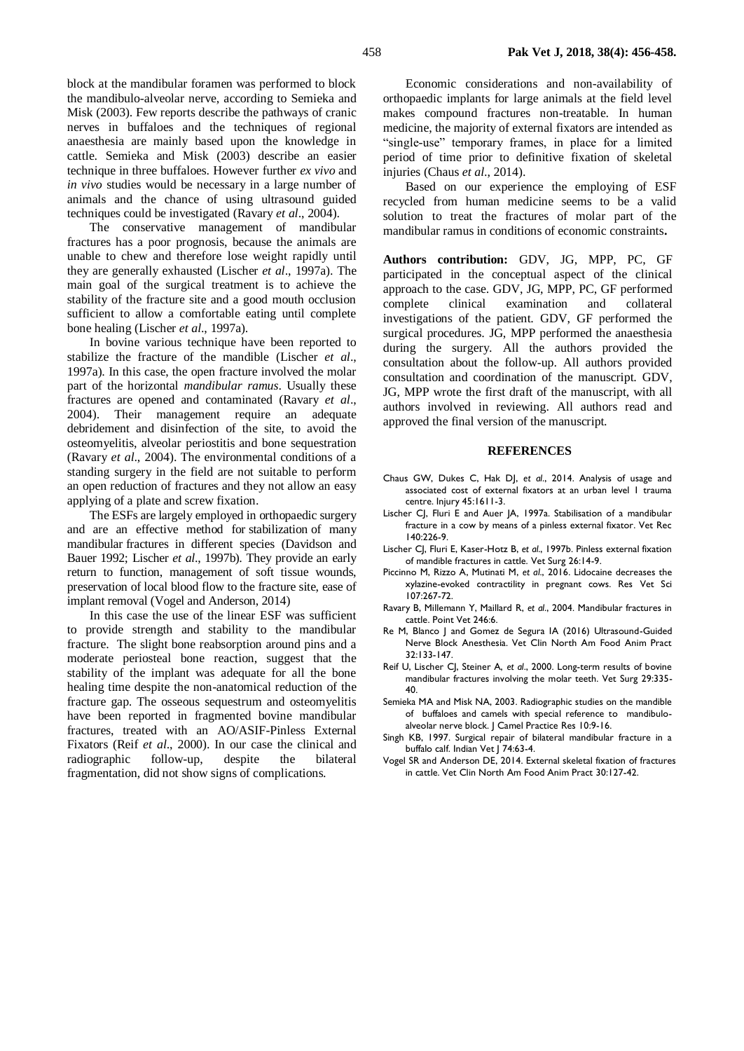block at the mandibular foramen was performed to block the mandibulo-alveolar nerve, according to Semieka and Misk (2003). Few reports describe the pathways of cranic nerves in buffaloes and the techniques of regional anaesthesia are mainly based upon the knowledge in cattle. Semieka and Misk (2003) describe an easier technique in three buffaloes. However further *ex vivo* and *in vivo* studies would be necessary in a large number of animals and the chance of using ultrasound guided techniques could be investigated (Ravary *et al*., 2004).

The conservative management of mandibular fractures has a poor prognosis, because the animals are unable to chew and therefore lose weight rapidly until they are generally exhausted (Lischer *et al*., 1997a). The main goal of the surgical treatment is to achieve the stability of the fracture site and a good mouth occlusion sufficient to allow a comfortable eating until complete bone healing (Lischer *et al*., 1997a).

In bovine various technique have been reported to stabilize the fracture of the mandible (Lischer *et al*., 1997a). In this case, the open fracture involved the molar part of the horizontal *mandibular ramus*. Usually these fractures are opened and contaminated (Ravary *et al*., 2004). Their management require an adequate debridement and disinfection of the site, to avoid the osteomyelitis, alveolar periostitis and bone sequestration (Ravary *et al*., 2004). The environmental conditions of a standing surgery in the field are not suitable to perform an open reduction of fractures and they not allow an easy applying of a plate and screw fixation.

The ESFs are largely employed in orthopaedic surgery and are an effective method for stabilization of many mandibular fractures in different species (Davidson and Bauer 1992; Lischer *et al*., 1997b). They provide an early return to function, management of soft tissue wounds, preservation of local blood flow to the fracture site, ease of implant removal (Vogel and Anderson, 2014)

In this case the use of the linear ESF was sufficient to provide strength and stability to the mandibular fracture. The slight bone reabsorption around pins and a moderate periosteal bone reaction, suggest that the stability of the implant was adequate for all the bone healing time despite the non-anatomical reduction of the fracture gap. The osseous sequestrum and osteomyelitis have been reported in fragmented bovine mandibular fractures, treated with an AO/ASIF-Pinless External Fixators (Reif *et al*., 2000). In our case the clinical and radiographic follow-up, despite the bilateral fragmentation, did not show signs of complications.

Economic considerations and non-availability of orthopaedic implants for large animals at the field level makes compound fractures non-treatable. In human medicine, the majority of external fixators are intended as "single-use" temporary frames, in place for a limited period of time prior to definitive fixation of skeletal injuries (Chaus *et al*., 2014).

Based on our experience the employing of ESF recycled from human medicine seems to be a valid solution to treat the fractures of molar part of the mandibular ramus in conditions of economic constraints**.**

**Authors contribution:** GDV, JG, MPP, PC, GF participated in the conceptual aspect of the clinical approach to the case. GDV, JG, MPP, PC, GF performed complete clinical examination and collateral investigations of the patient. GDV, GF performed the surgical procedures. JG, MPP performed the anaesthesia during the surgery. All the authors provided the consultation about the follow-up. All authors provided consultation and coordination of the manuscript. GDV, JG, MPP wrote the first draft of the manuscript, with all authors involved in reviewing. All authors read and approved the final version of the manuscript.

## REFERENCES

Chaus GW, Dukes C, Hak DJ, *et al*., 2014. Analysis of usage and associated cost of external fixators at an urban level 1 trauma centre. Injury 45:1611-3.

Lischer CJ, Fluri E and Auer JA, 1997a. Stabilisation of a mandibular fracture in a cow by means of a pinless external fixator. Vet Rec 140:226-9.

Lischer CJ, Fluri E, Kaser-Hotz B, *et al*., 1997b. Pinless external fixation of mandible fractures in cattle. Vet Surg 26:14-9.

Piccinno M, Rizzo A, Mutinati M, *et al*., 2016. Lidocaine decreases the xylazine-evoked contractility in pregnant cows. Res Vet Sci 107:267-72.

Ravary B, Millemann Y, Maillard R, *et al*., 2004. Mandibular fractures in cattle. Point Vet 246:6.

Re M, Blanco J and Gomez de Segura IA (2016) Ultrasound-Guided Nerve Block Anesthesia. Vet Clin North Am Food Anim Pract 32:133-147.

Reif U, Lischer CJ, Steiner A, *et al*., 2000. Long-term results of bovine mandibular fractures involving the molar teeth. Vet Surg 29:335-40.

Semieka MA and Misk NA, 2003. Radiographic studies on the mandible of buffaloes and camels with special reference to mandibulo-alveolar nerve block. J Camel Practice Res 10:9-16.

Singh KB, 1997. Surgical repair of bilateral mandibular fracture in a buffalo calf. Indian Vet J 74:63-4.

Vogel SR and Anderson DE, 2014. External skeletal fixation of fractures in cattle. Vet Clin North Am Food Anim Pract 30:127-42.